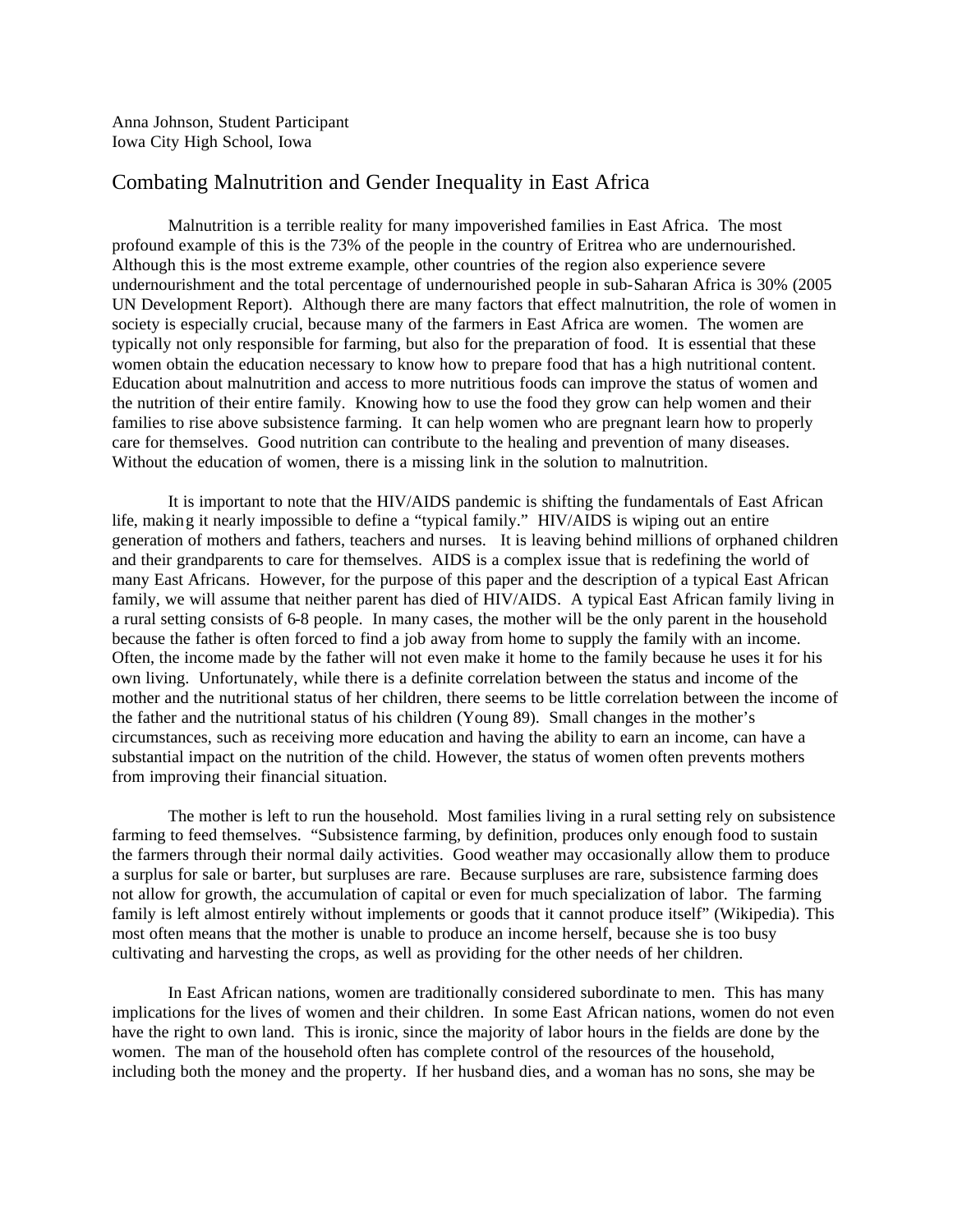Anna Johnson, Student Participant
Iowa City High School, Iowa

# Combating Malnutrition and Gender Inequality in East Africa

Malnutrition is a terrible reality for many impoverished families in East Africa. The most profound example of this is the 73% of the people in the country of Eritrea who are undernourished. Although this is the most extreme example, other countries of the region also experience severe undernourishment and the total percentage of undernourished people in sub-Saharan Africa is 30% (2005 UN Development Report). Although there are many factors that effect malnutrition, the role of women in society is especially crucial, because many of the farmers in East Africa are women. The women are typically not only responsible for farming, but also for the preparation of food. It is essential that these women obtain the education necessary to know how to prepare food that has a high nutritional content. Education about malnutrition and access to more nutritious foods can improve the status of women and the nutrition of their entire family. Knowing how to use the food they grow can help women and their families to rise above subsistence farming. It can help women who are pregnant learn how to properly care for themselves. Good nutrition can contribute to the healing and prevention of many diseases. Without the education of women, there is a missing link in the solution to malnutrition.

It is important to note that the HIV/AIDS pandemic is shifting the fundamentals of East African life, making it nearly impossible to define a "typical family." HIV/AIDS is wiping out an entire generation of mothers and fathers, teachers and nurses. It is leaving behind millions of orphaned children and their grandparents to care for themselves. AIDS is a complex issue that is redefining the world of many East Africans. However, for the purpose of this paper and the description of a typical East African family, we will assume that neither parent has died of HIV/AIDS. A typical East African family living in a rural setting consists of 6-8 people. In many cases, the mother will be the only parent in the household because the father is often forced to find a job away from home to supply the family with an income. Often, the income made by the father will not even make it home to the family because he uses it for his own living. Unfortunately, while there is a definite correlation between the status and income of the mother and the nutritional status of her children, there seems to be little correlation between the income of the father and the nutritional status of his children (Young 89). Small changes in the mother's circumstances, such as receiving more education and having the ability to earn an income, can have a substantial impact on the nutrition of the child. However, the status of women often prevents mothers from improving their financial situation.

The mother is left to run the household. Most families living in a rural setting rely on subsistence farming to feed themselves. "Subsistence farming, by definition, produces only enough food to sustain the farmers through their normal daily activities. Good weather may occasionally allow them to produce a surplus for sale or barter, but surpluses are rare. Because surpluses are rare, subsistence farming does not allow for growth, the accumulation of capital or even for much specialization of labor. The farming family is left almost entirely without implements or goods that it cannot produce itself" (Wikipedia). This most often means that the mother is unable to produce an income herself, because she is too busy cultivating and harvesting the crops, as well as providing for the other needs of her children.

In East African nations, women are traditionally considered subordinate to men. This has many implications for the lives of women and their children. In some East African nations, women do not even have the right to own land. This is ironic, since the majority of labor hours in the fields are done by the women. The man of the household often has complete control of the resources of the household, including both the money and the property. If her husband dies, and a woman has no sons, she may be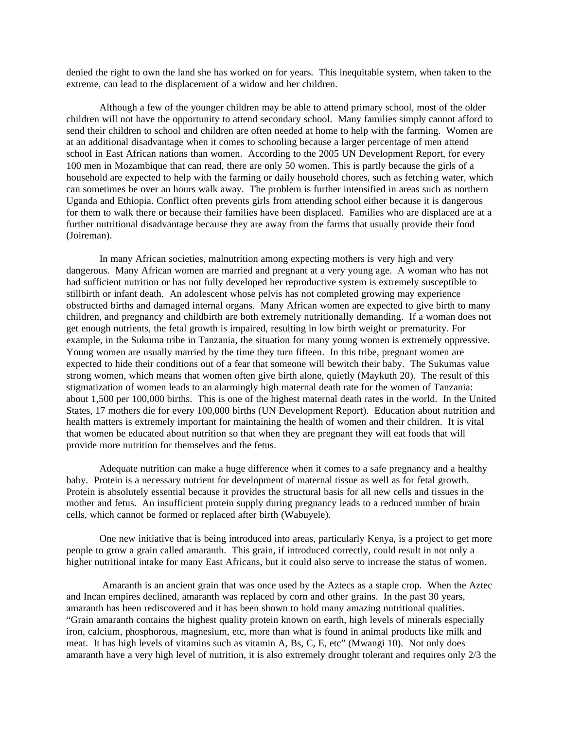denied the right to own the land she has worked on for years. This inequitable system, when taken to the extreme, can lead to the displacement of a widow and her children.

Although a few of the younger children may be able to attend primary school, most of the older children will not have the opportunity to attend secondary school. Many families simply cannot afford to send their children to school and children are often needed at home to help with the farming. Women are at an additional disadvantage when it comes to schooling because a larger percentage of men attend school in East African nations than women. According to the 2005 UN Development Report, for every 100 men in Mozambique that can read, there are only 50 women. This is partly because the girls of a household are expected to help with the farming or daily household chores, such as fetching water, which can sometimes be over an hours walk away. The problem is further intensified in areas such as northern Uganda and Ethiopia. Conflict often prevents girls from attending school either because it is dangerous for them to walk there or because their families have been displaced. Families who are displaced are at a further nutritional disadvantage because they are away from the farms that usually provide their food (Joireman).

In many African societies, malnutrition among expecting mothers is very high and very dangerous. Many African women are married and pregnant at a very young age. A woman who has not had sufficient nutrition or has not fully developed her reproductive system is extremely susceptible to stillbirth or infant death. An adolescent whose pelvis has not completed growing may experience obstructed births and damaged internal organs. Many African women are expected to give birth to many children, and pregnancy and childbirth are both extremely nutritionally demanding. If a woman does not get enough nutrients, the fetal growth is impaired, resulting in low birth weight or prematurity. For example, in the Sukuma tribe in Tanzania, the situation for many young women is extremely oppressive. Young women are usually married by the time they turn fifteen. In this tribe, pregnant women are expected to hide their conditions out of a fear that someone will bewitch their baby. The Sukumas value strong women, which means that women often give birth alone, quietly (Maykuth 20). The result of this stigmatization of women leads to an alarmingly high maternal death rate for the women of Tanzania: about 1,500 per 100,000 births. This is one of the highest maternal death rates in the world. In the United States, 17 mothers die for every 100,000 births (UN Development Report). Education about nutrition and health matters is extremely important for maintaining the health of women and their children. It is vital that women be educated about nutrition so that when they are pregnant they will eat foods that will provide more nutrition for themselves and the fetus.

Adequate nutrition can make a huge difference when it comes to a safe pregnancy and a healthy baby. Protein is a necessary nutrient for development of maternal tissue as well as for fetal growth. Protein is absolutely essential because it provides the structural basis for all new cells and tissues in the mother and fetus. An insufficient protein supply during pregnancy leads to a reduced number of brain cells, which cannot be formed or replaced after birth (Wabuyele).

One new initiative that is being introduced into areas, particularly Kenya, is a project to get more people to grow a grain called amaranth. This grain, if introduced correctly, could result in not only a higher nutritional intake for many East Africans, but it could also serve to increase the status of women.

Amaranth is an ancient grain that was once used by the Aztecs as a staple crop. When the Aztec and Incan empires declined, amaranth was replaced by corn and other grains. In the past 30 years, amaranth has been rediscovered and it has been shown to hold many amazing nutritional qualities. "Grain amaranth contains the highest quality protein known on earth, high levels of minerals especially iron, calcium, phosphorous, magnesium, etc, more than what is found in animal products like milk and meat. It has high levels of vitamins such as vitamin A, Bs, C, E, etc" (Mwangi 10). Not only does amaranth have a very high level of nutrition, it is also extremely drought tolerant and requires only 2/3 the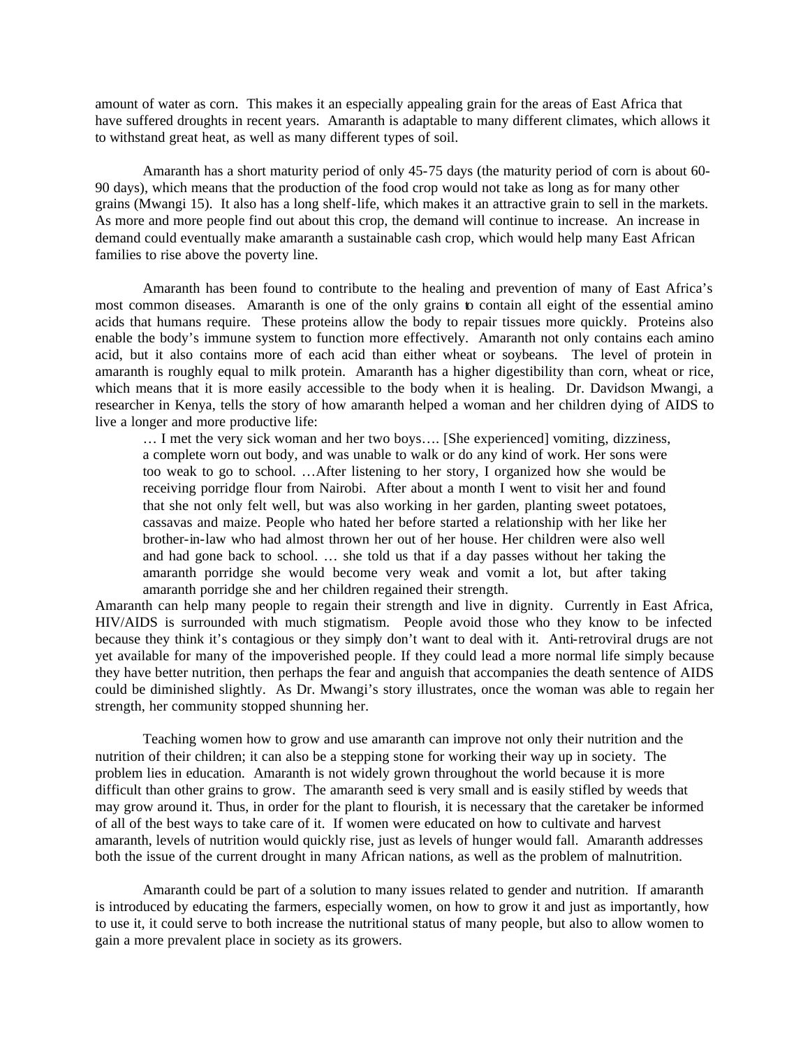amount of water as corn. This makes it an especially appealing grain for the areas of East Africa that have suffered droughts in recent years. Amaranth is adaptable to many different climates, which allows it to withstand great heat, as well as many different types of soil.

Amaranth has a short maturity period of only 45-75 days (the maturity period of corn is about 60-90 days), which means that the production of the food crop would not take as long as for many other grains (Mwangi 15). It also has a long shelf-life, which makes it an attractive grain to sell in the markets. As more and more people find out about this crop, the demand will continue to increase. An increase in demand could eventually make amaranth a sustainable cash crop, which would help many East African families to rise above the poverty line.

Amaranth has been found to contribute to the healing and prevention of many of East Africa's most common diseases. Amaranth is one of the only grains to contain all eight of the essential amino acids that humans require. These proteins allow the body to repair tissues more quickly. Proteins also enable the body's immune system to function more effectively. Amaranth not only contains each amino acid, but it also contains more of each acid than either wheat or soybeans. The level of protein in amaranth is roughly equal to milk protein. Amaranth has a higher digestibility than corn, wheat or rice, which means that it is more easily accessible to the body when it is healing. Dr. Davidson Mwangi, a researcher in Kenya, tells the story of how amaranth helped a woman and her children dying of AIDS to live a longer and more productive life:

> … I met the very sick woman and her two boys…. [She experienced] vomiting, dizziness, a complete worn out body, and was unable to walk or do any kind of work. Her sons were too weak to go to school. …After listening to her story, I organized how she would be receiving porridge flour from Nairobi. After about a month I went to visit her and found that she not only felt well, but was also working in her garden, planting sweet potatoes, cassavas and maize. People who hated her before started a relationship with her like her brother-in-law who had almost thrown her out of her house. Her children were also well and had gone back to school. … she told us that if a day passes without her taking the amaranth porridge she would become very weak and vomit a lot, but after taking amaranth porridge she and her children regained their strength.

Amaranth can help many people to regain their strength and live in dignity. Currently in East Africa, HIV/AIDS is surrounded with much stigmatism. People avoid those who they know to be infected because they think it's contagious or they simply don't want to deal with it. Anti-retroviral drugs are not yet available for many of the impoverished people. If they could lead a more normal life simply because they have better nutrition, then perhaps the fear and anguish that accompanies the death sentence of AIDS could be diminished slightly. As Dr. Mwangi's story illustrates, once the woman was able to regain her strength, her community stopped shunning her.

Teaching women how to grow and use amaranth can improve not only their nutrition and the nutrition of their children; it can also be a stepping stone for working their way up in society. The problem lies in education. Amaranth is not widely grown throughout the world because it is more difficult than other grains to grow. The amaranth seed is very small and is easily stifled by weeds that may grow around it. Thus, in order for the plant to flourish, it is necessary that the caretaker be informed of all of the best ways to take care of it. If women were educated on how to cultivate and harvest amaranth, levels of nutrition would quickly rise, just as levels of hunger would fall. Amaranth addresses both the issue of the current drought in many African nations, as well as the problem of malnutrition.

Amaranth could be part of a solution to many issues related to gender and nutrition. If amaranth is introduced by educating the farmers, especially women, on how to grow it and just as importantly, how to use it, it could serve to both increase the nutritional status of many people, but also to allow women to gain a more prevalent place in society as its growers.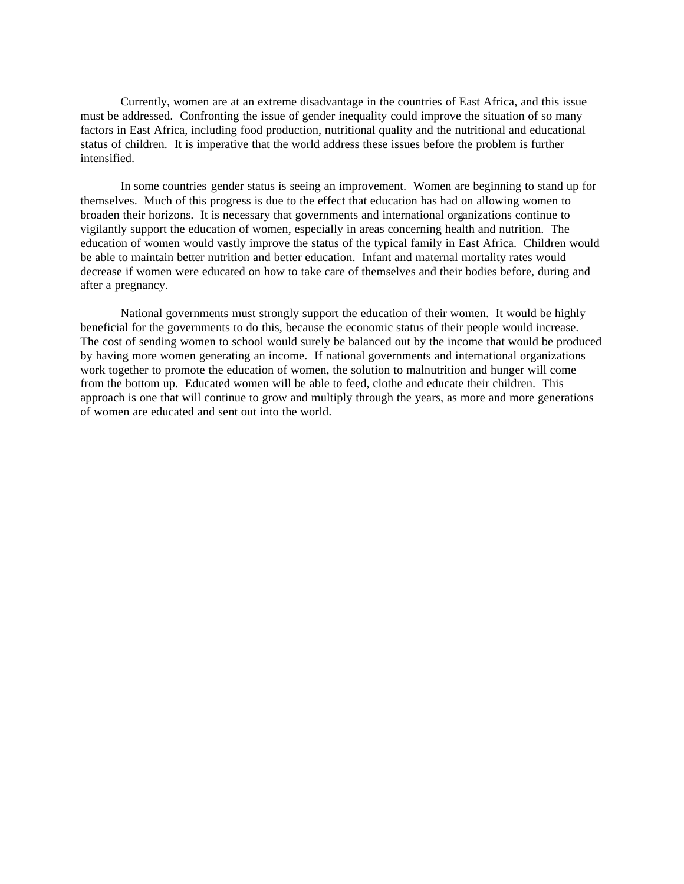Currently, women are at an extreme disadvantage in the countries of East Africa, and this issue must be addressed. Confronting the issue of gender inequality could improve the situation of so many factors in East Africa, including food production, nutritional quality and the nutritional and educational status of children. It is imperative that the world address these issues before the problem is further intensified.

In some countries gender status is seeing an improvement. Women are beginning to stand up for themselves. Much of this progress is due to the effect that education has had on allowing women to broaden their horizons. It is necessary that governments and international organizations continue to vigilantly support the education of women, especially in areas concerning health and nutrition. The education of women would vastly improve the status of the typical family in East Africa. Children would be able to maintain better nutrition and better education. Infant and maternal mortality rates would decrease if women were educated on how to take care of themselves and their bodies before, during and after a pregnancy.

National governments must strongly support the education of their women. It would be highly beneficial for the governments to do this, because the economic status of their people would increase. The cost of sending women to school would surely be balanced out by the income that would be produced by having more women generating an income. If national governments and international organizations work together to promote the education of women, the solution to malnutrition and hunger will come from the bottom up. Educated women will be able to feed, clothe and educate their children. This approach is one that will continue to grow and multiply through the years, as more and more generations of women are educated and sent out into the world.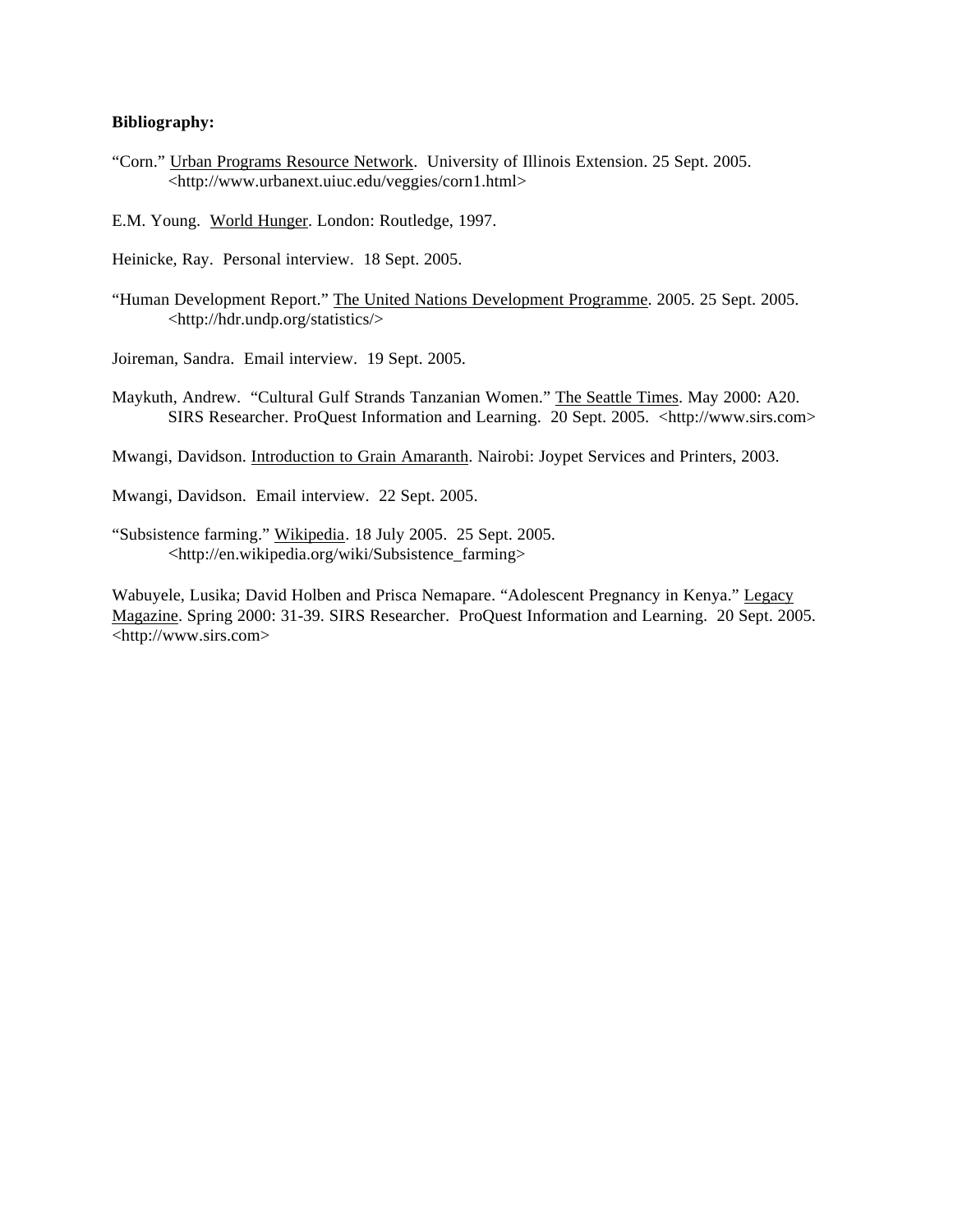**Bibliography:**

"Corn." Urban Programs Resource Network. University of Illinois Extension. 25 Sept. 2005. <http://www.urbanext.uiuc.edu/veggies/corn1.html>

E.M. Young. World Hunger. London: Routledge, 1997.

Heinicke, Ray. Personal interview. 18 Sept. 2005.

"Human Development Report." The United Nations Development Programme. 2005. 25 Sept. 2005. <http://hdr.undp.org/statistics/>

Joireman, Sandra. Email interview. 19 Sept. 2005.

Maykuth, Andrew. "Cultural Gulf Strands Tanzanian Women." The Seattle Times. May 2000: A20. SIRS Researcher. ProQuest Information and Learning. 20 Sept. 2005. <http://www.sirs.com>

Mwangi, Davidson. Introduction to Grain Amaranth. Nairobi: Joypet Services and Printers, 2003.

Mwangi, Davidson. Email interview. 22 Sept. 2005.

"Subsistence farming." Wikipedia. 18 July 2005. 25 Sept. 2005. <http://en.wikipedia.org/wiki/Subsistence_farming>

Wabuyele, Lusika; David Holben and Prisca Nemapare. "Adolescent Pregnancy in Kenya." Legacy Magazine. Spring 2000: 31-39. SIRS Researcher. ProQuest Information and Learning. 20 Sept. 2005. <http://www.sirs.com>